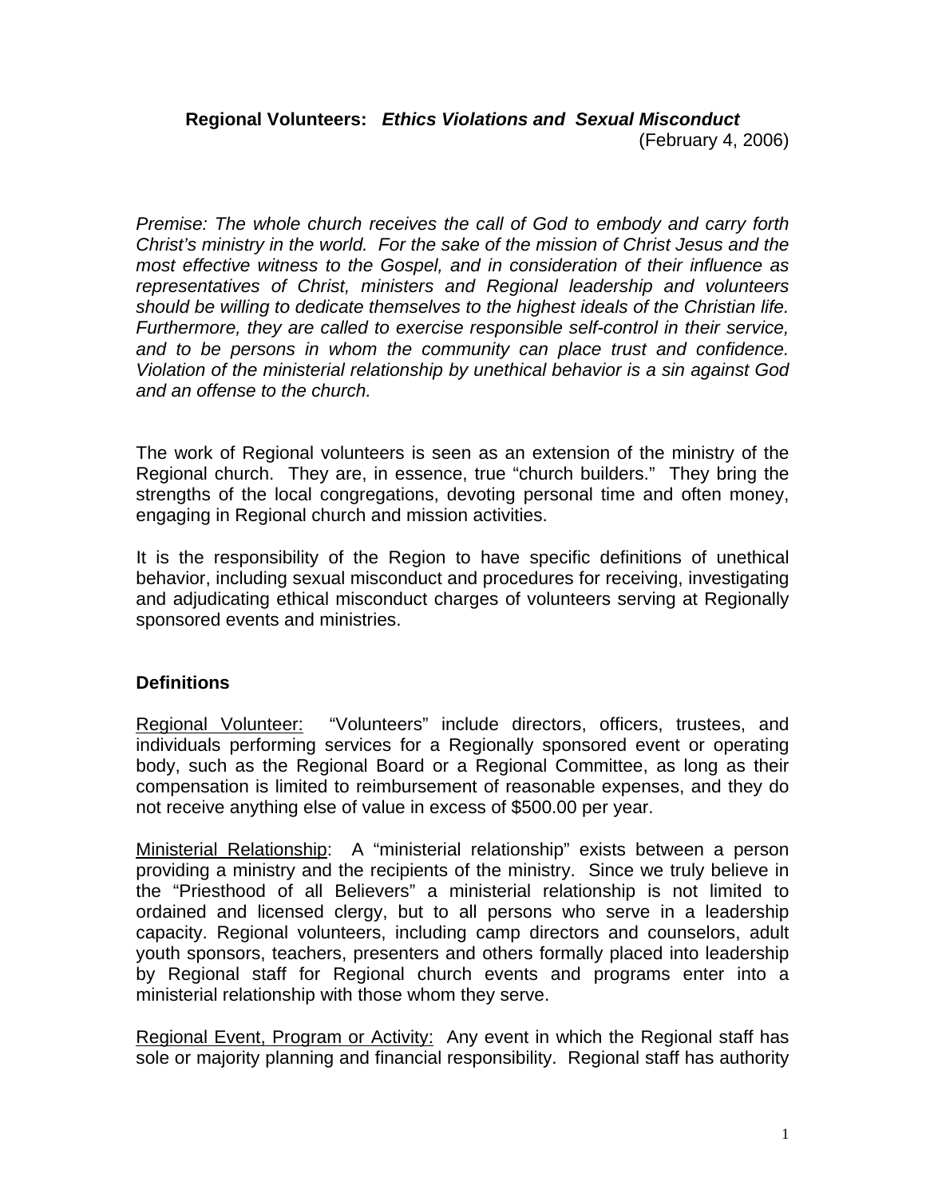**Regional Volunteers:** ***Ethics Violations and Sexual Misconduct***

(February 4, 2006)

*Premise: The whole church receives the call of God to embody and carry forth Christ's ministry in the world. For the sake of the mission of Christ Jesus and the most effective witness to the Gospel, and in consideration of their influence as representatives of Christ, ministers and Regional leadership and volunteers should be willing to dedicate themselves to the highest ideals of the Christian life. Furthermore, they are called to exercise responsible self-control in their service, and to be persons in whom the community can place trust and confidence. Violation of the ministerial relationship by unethical behavior is a sin against God and an offense to the church.*

The work of Regional volunteers is seen as an extension of the ministry of the Regional church. They are, in essence, true "church builders." They bring the strengths of the local congregations, devoting personal time and often money, engaging in Regional church and mission activities.

It is the responsibility of the Region to have specific definitions of unethical behavior, including sexual misconduct and procedures for receiving, investigating and adjudicating ethical misconduct charges of volunteers serving at Regionally sponsored events and ministries.

**Definitions**

<u>Regional Volunteer:</u> "Volunteers" include directors, officers, trustees, and individuals performing services for a Regionally sponsored event or operating body, such as the Regional Board or a Regional Committee, as long as their compensation is limited to reimbursement of reasonable expenses, and they do not receive anything else of value in excess of $500.00 per year.

<u>Ministerial Relationship</u>: A "ministerial relationship" exists between a person providing a ministry and the recipients of the ministry. Since we truly believe in the "Priesthood of all Believers" a ministerial relationship is not limited to ordained and licensed clergy, but to all persons who serve in a leadership capacity. Regional volunteers, including camp directors and counselors, adult youth sponsors, teachers, presenters and others formally placed into leadership by Regional staff for Regional church events and programs enter into a ministerial relationship with those whom they serve.

<u>Regional Event, Program or Activity:</u> Any event in which the Regional staff has sole or majority planning and financial responsibility. Regional staff has authority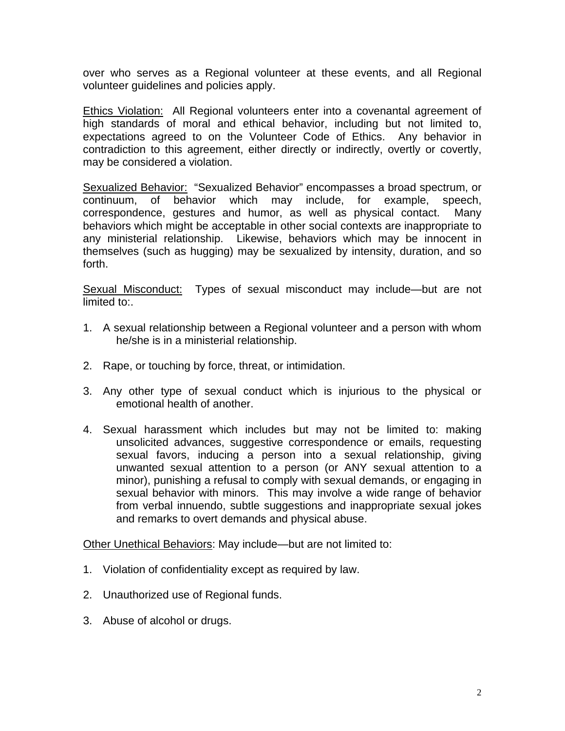over who serves as a Regional volunteer at these events, and all Regional volunteer guidelines and policies apply.

<u>Ethics Violation:</u> All Regional volunteers enter into a covenantal agreement of high standards of moral and ethical behavior, including but not limited to, expectations agreed to on the Volunteer Code of Ethics. Any behavior in contradiction to this agreement, either directly or indirectly, overtly or covertly, may be considered a violation.

<u>Sexualized Behavior:</u> "Sexualized Behavior" encompasses a broad spectrum, or continuum, of behavior which may include, for example, speech, correspondence, gestures and humor, as well as physical contact. Many behaviors which might be acceptable in other social contexts are inappropriate to any ministerial relationship. Likewise, behaviors which may be innocent in themselves (such as hugging) may be sexualized by intensity, duration, and so forth.

<u>Sexual Misconduct:</u> Types of sexual misconduct may include—but are not limited to:.

1. A sexual relationship between a Regional volunteer and a person with whom he/she is in a ministerial relationship.
2. Rape, or touching by force, threat, or intimidation.
3. Any other type of sexual conduct which is injurious to the physical or emotional health of another.
4. Sexual harassment which includes but may not be limited to: making unsolicited advances, suggestive correspondence or emails, requesting sexual favors, inducing a person into a sexual relationship, giving unwanted sexual attention to a person (or ANY sexual attention to a minor), punishing a refusal to comply with sexual demands, or engaging in sexual behavior with minors. This may involve a wide range of behavior from verbal innuendo, subtle suggestions and inappropriate sexual jokes and remarks to overt demands and physical abuse.

<u>Other Unethical Behaviors</u>: May include—but are not limited to:

1. Violation of confidentiality except as required by law.
2. Unauthorized use of Regional funds.
3. Abuse of alcohol or drugs.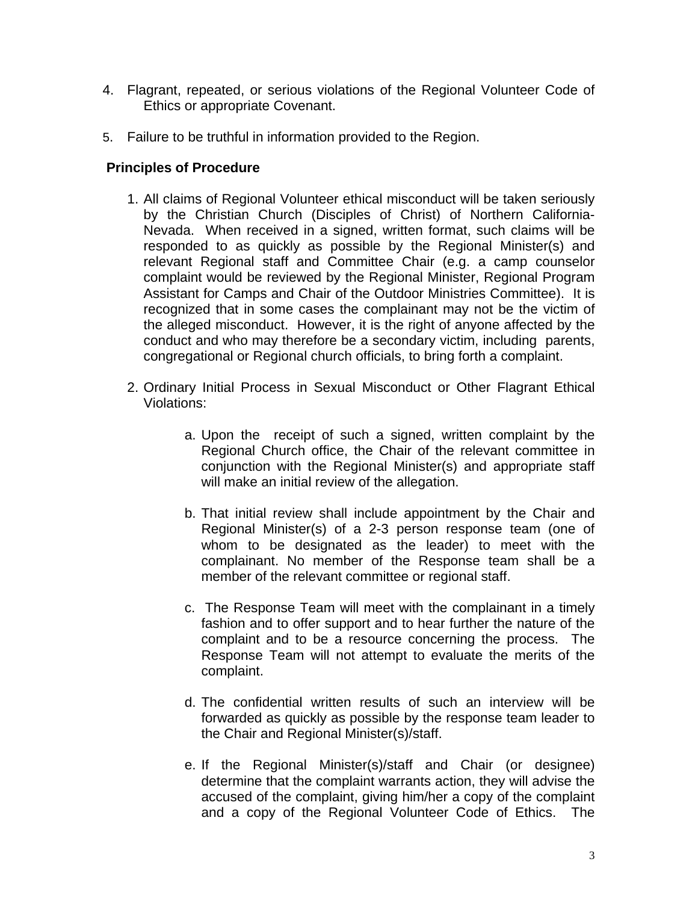4. Flagrant, repeated, or serious violations of the Regional Volunteer Code of Ethics or appropriate Covenant.

5. Failure to be truthful in information provided to the Region.

**Principles of Procedure**

1. All claims of Regional Volunteer ethical misconduct will be taken seriously by the Christian Church (Disciples of Christ) of Northern California-Nevada. When received in a signed, written format, such claims will be responded to as quickly as possible by the Regional Minister(s) and relevant Regional staff and Committee Chair (e.g. a camp counselor complaint would be reviewed by the Regional Minister, Regional Program Assistant for Camps and Chair of the Outdoor Ministries Committee). It is recognized that in some cases the complainant may not be the victim of the alleged misconduct. However, it is the right of anyone affected by the conduct and who may therefore be a secondary victim, including parents, congregational or Regional church officials, to bring forth a complaint.

2. Ordinary Initial Process in Sexual Misconduct or Other Flagrant Ethical Violations:

    a. Upon the receipt of such a signed, written complaint by the Regional Church office, the Chair of the relevant committee in conjunction with the Regional Minister(s) and appropriate staff will make an initial review of the allegation.

    b. That initial review shall include appointment by the Chair and Regional Minister(s) of a 2-3 person response team (one of whom to be designated as the leader) to meet with the complainant. No member of the Response team shall be a member of the relevant committee or regional staff.

    c. The Response Team will meet with the complainant in a timely fashion and to offer support and to hear further the nature of the complaint and to be a resource concerning the process. The Response Team will not attempt to evaluate the merits of the complaint.

    d. The confidential written results of such an interview will be forwarded as quickly as possible by the response team leader to the Chair and Regional Minister(s)/staff.

    e. If the Regional Minister(s)/staff and Chair (or designee) determine that the complaint warrants action, they will advise the accused of the complaint, giving him/her a copy of the complaint and a copy of the Regional Volunteer Code of Ethics. The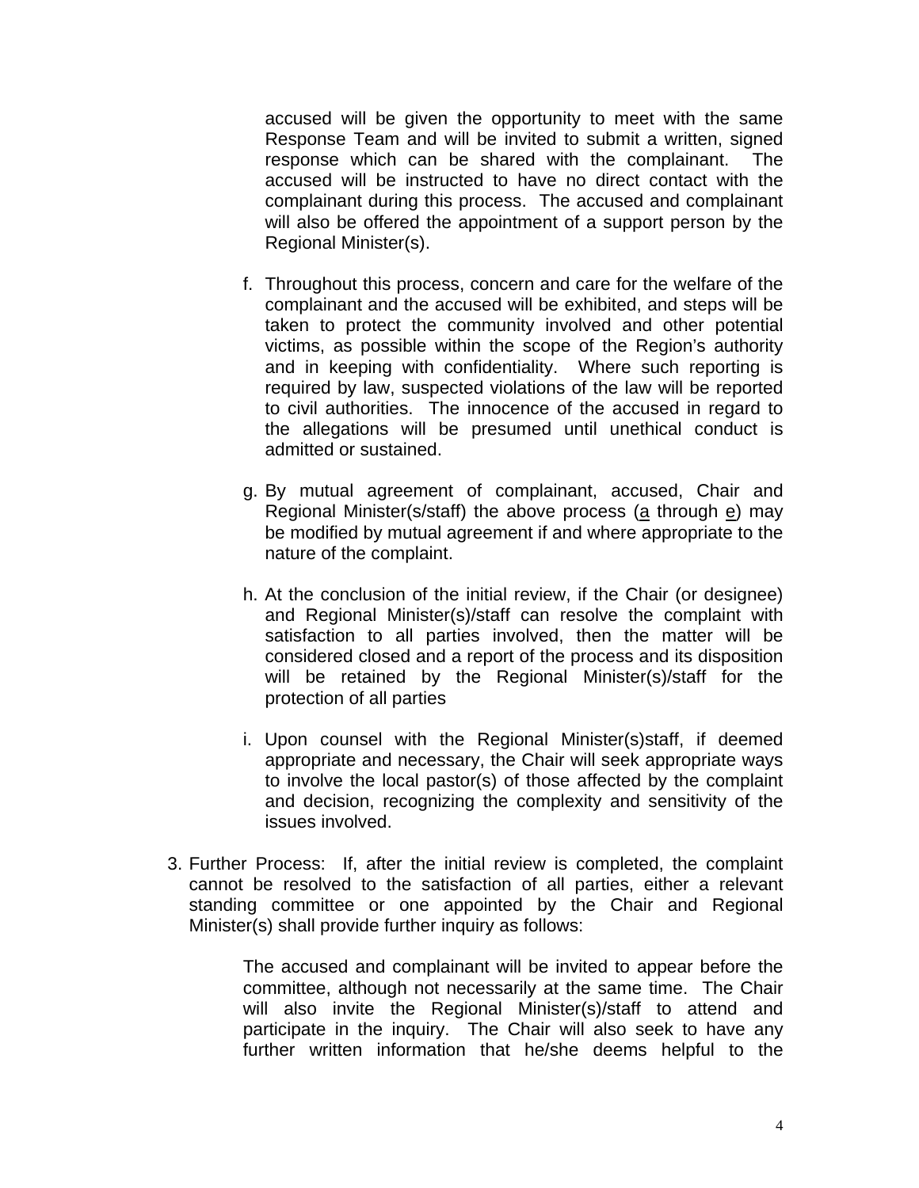accused will be given the opportunity to meet with the same Response Team and will be invited to submit a written, signed response which can be shared with the complainant. The accused will be instructed to have no direct contact with the complainant during this process. The accused and complainant will also be offered the appointment of a support person by the Regional Minister(s).

f. Throughout this process, concern and care for the welfare of the complainant and the accused will be exhibited, and steps will be taken to protect the community involved and other potential victims, as possible within the scope of the Region's authority and in keeping with confidentiality. Where such reporting is required by law, suspected violations of the law will be reported to civil authorities. The innocence of the accused in regard to the allegations will be presumed until unethical conduct is admitted or sustained.

g. By mutual agreement of complainant, accused, Chair and Regional Minister(s/staff) the above process (<u>a</u> through <u>e</u>) may be modified by mutual agreement if and where appropriate to the nature of the complaint.

h. At the conclusion of the initial review, if the Chair (or designee) and Regional Minister(s)/staff can resolve the complaint with satisfaction to all parties involved, then the matter will be considered closed and a report of the process and its disposition will be retained by the Regional Minister(s)/staff for the protection of all parties

i. Upon counsel with the Regional Minister(s)staff, if deemed appropriate and necessary, the Chair will seek appropriate ways to involve the local pastor(s) of those affected by the complaint and decision, recognizing the complexity and sensitivity of the issues involved.

3. Further Process: If, after the initial review is completed, the complaint cannot be resolved to the satisfaction of all parties, either a relevant standing committee or one appointed by the Chair and Regional Minister(s) shall provide further inquiry as follows:

   The accused and complainant will be invited to appear before the committee, although not necessarily at the same time. The Chair will also invite the Regional Minister(s)/staff to attend and participate in the inquiry. The Chair will also seek to have any further written information that he/she deems helpful to the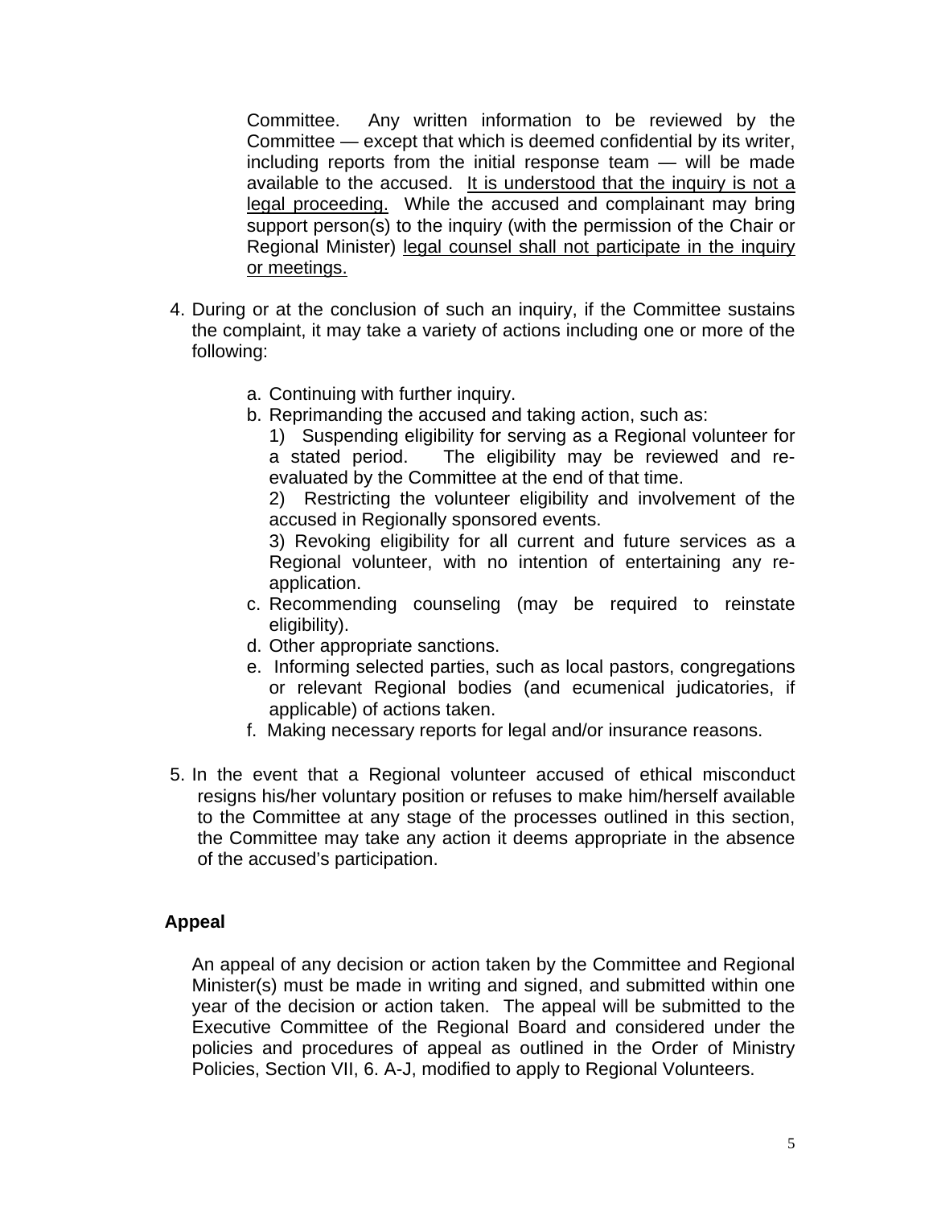Committee. Any written information to be reviewed by the Committee — except that which is deemed confidential by its writer, including reports from the initial response team — will be made available to the accused. <u>It is understood that the inquiry is not a legal proceeding.</u> While the accused and complainant may bring support person(s) to the inquiry (with the permission of the Chair or Regional Minister) <u>legal counsel shall not participate in the inquiry or meetings.</u>

4. During or at the conclusion of such an inquiry, if the Committee sustains the complaint, it may take a variety of actions including one or more of the following:

   a. Continuing with further inquiry.
   b. Reprimanding the accused and taking action, such as:
      1) Suspending eligibility for serving as a Regional volunteer for a stated period. The eligibility may be reviewed and re-evaluated by the Committee at the end of that time.
      2) Restricting the volunteer eligibility and involvement of the accused in Regionally sponsored events.
      3) Revoking eligibility for all current and future services as a Regional volunteer, with no intention of entertaining any re-application.
   c. Recommending counseling (may be required to reinstate eligibility).
   d. Other appropriate sanctions.
   e. Informing selected parties, such as local pastors, congregations or relevant Regional bodies (and ecumenical judicatories, if applicable) of actions taken.
   f. Making necessary reports for legal and/or insurance reasons.

5. In the event that a Regional volunteer accused of ethical misconduct resigns his/her voluntary position or refuses to make him/herself available to the Committee at any stage of the processes outlined in this section, the Committee may take any action it deems appropriate in the absence of the accused's participation.

**Appeal**

An appeal of any decision or action taken by the Committee and Regional Minister(s) must be made in writing and signed, and submitted within one year of the decision or action taken. The appeal will be submitted to the Executive Committee of the Regional Board and considered under the policies and procedures of appeal as outlined in the Order of Ministry Policies, Section VII, 6. A-J, modified to apply to Regional Volunteers.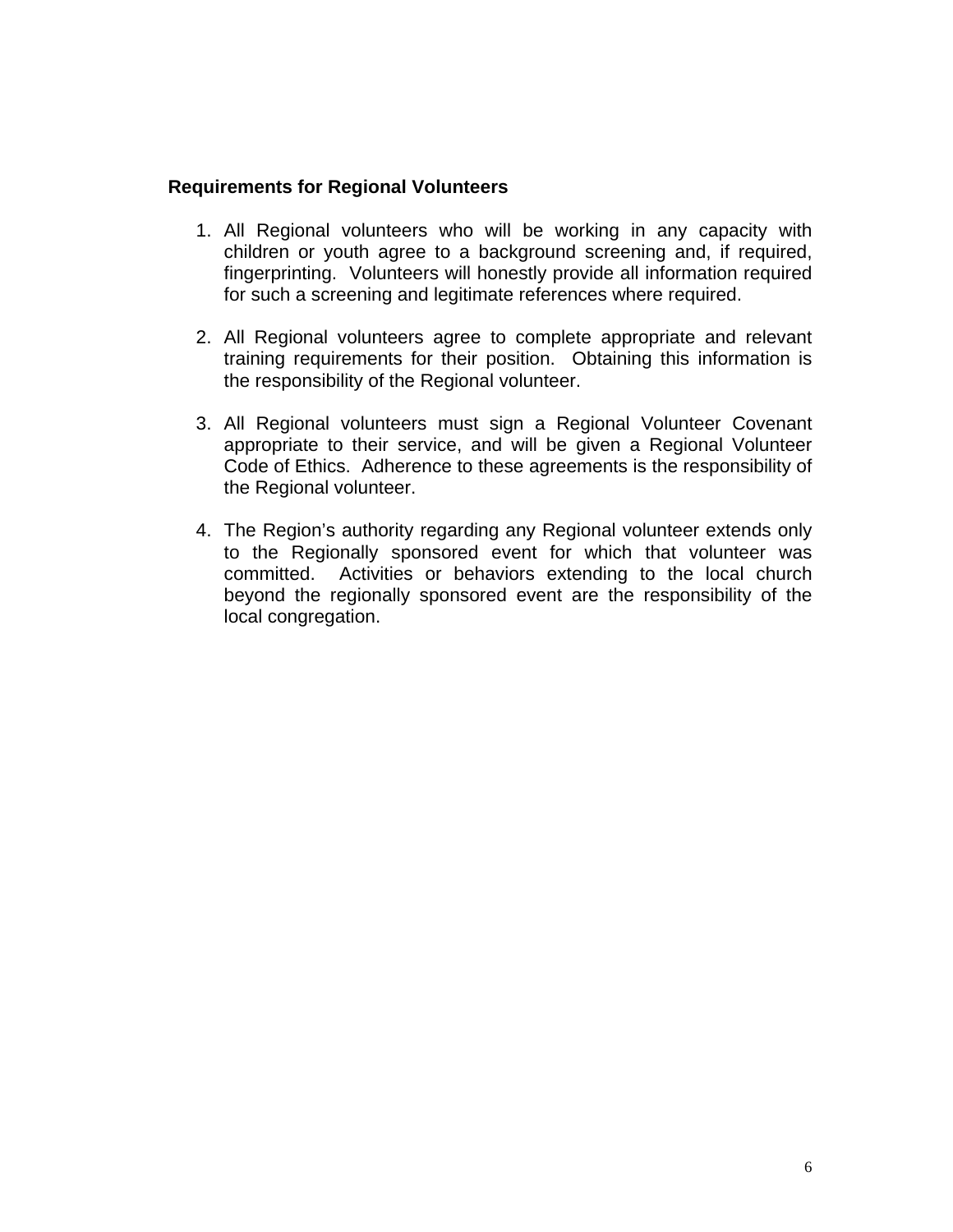**Requirements for Regional Volunteers**

1. All Regional volunteers who will be working in any capacity with children or youth agree to a background screening and, if required, fingerprinting. Volunteers will honestly provide all information required for such a screening and legitimate references where required.

2. All Regional volunteers agree to complete appropriate and relevant training requirements for their position. Obtaining this information is the responsibility of the Regional volunteer.

3. All Regional volunteers must sign a Regional Volunteer Covenant appropriate to their service, and will be given a Regional Volunteer Code of Ethics. Adherence to these agreements is the responsibility of the Regional volunteer.

4. The Region's authority regarding any Regional volunteer extends only to the Regionally sponsored event for which that volunteer was committed. Activities or behaviors extending to the local church beyond the regionally sponsored event are the responsibility of the local congregation.